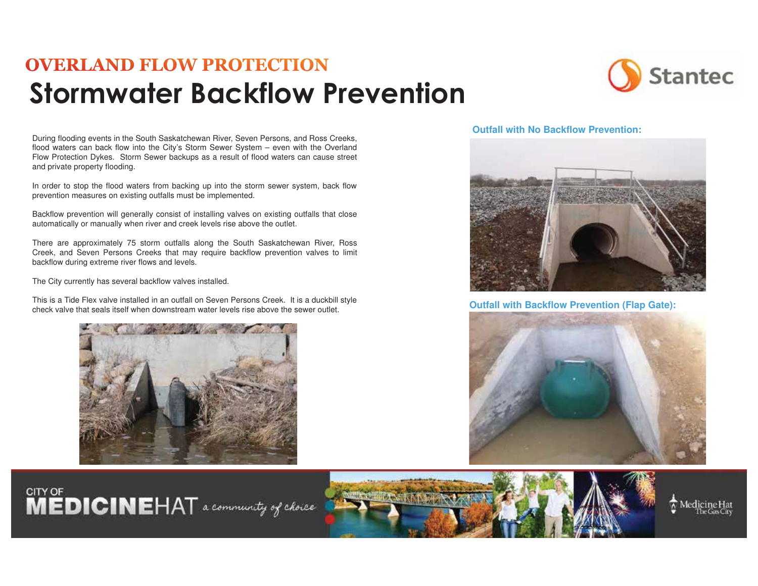## OVERLAND FLOW PROTECTION

# Stormwater Backflow Prevention

During flooding events in the South Saskatchewan River, Seven Persons, and Ross Creeks, flood waters can back flow into the City's Storm Sewer System – even with the Overland Flow Protection Dykes. Storm Sewer backups as a result of flood waters can cause street and private property flooding.

In order to stop the flood waters from backing up into the storm sewer system, back flow prevention measures on existing outfalls must be implemented.

Backflow prevention will generally consist of installing valves on existing outfalls that close automatically or manually when river and creek levels rise above the outlet.

There are approximately 75 storm outfalls along the South Saskatchewan River, Ross Creek, and Seven Persons Creeks that may require backflow prevention valves to limit backflow during extreme river flows and levels.

The City currently has several backflow valves installed.

This is a Tide Flex valve installed in an outfall on Seven Persons Creek. It is a duckbill style check valve that seals itself when downstream water levels rise above the sewer outlet.

**Outfall with No Backflow Prevention:**

**Outfall with Backflow Prevention (Flap Gate):**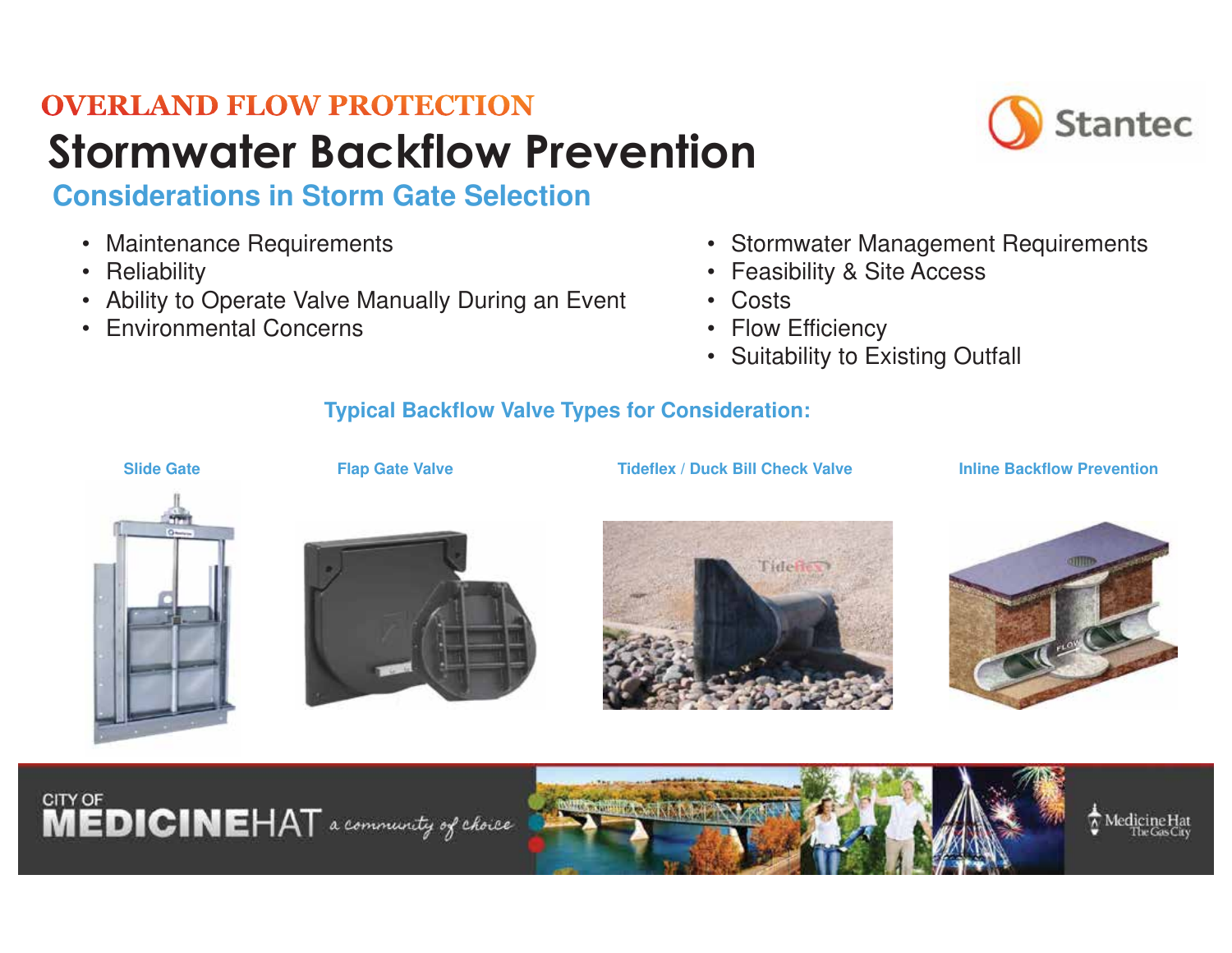OVERLAND FLOW PROTECTION

# Stormwater Backflow Prevention

## Considerations in Storm Gate Selection

- Maintenance Requirements
- Reliability
- Ability to Operate Valve Manually During an Event
- Environmental Concerns
- Stormwater Management Requirements
- Feasibility & Site Access
- Costs
- Flow Efficiency
- Suitability to Existing Outfall

### Typical Backflow Valve Types for Consideration:

Slide Gate

Flap Gate Valve

Tideflex / Duck Bill Check Valve

Inline Backflow Prevention